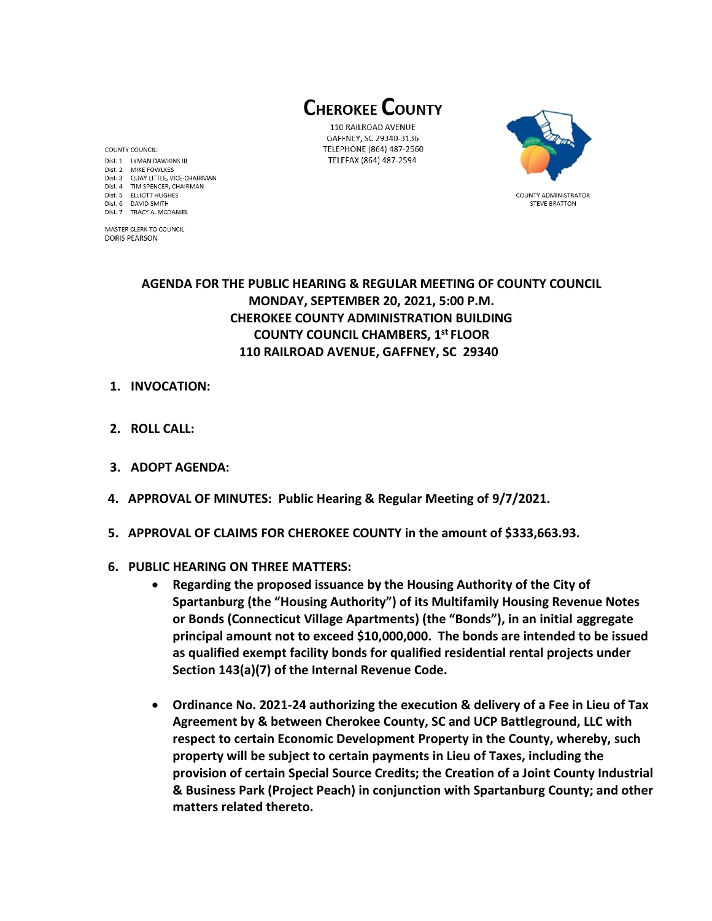# CHEROKEE COUNTY

110 RAILROAD AVENUE
GAFFNEY, SC 29340-3136
TELEPHONE (864) 487-2560
TELEFAX (864) 487-2594

COUNTY COUNCIL:
Dist. 1 LYMAN DAWKINS III
Dist. 2 MIKE FOWLKES
Dist. 3 QUAY LITTLE, VICE-CHAIRMAN
Dist. 4 TIM SPENCER, CHAIRMAN
Dist. 5 ELLIOTT HUGHES
Dist. 6 DAVID SMITH
Dist. 7 TRACY A. MCDANIEL

MASTER CLERK TO COUNCIL
DORIS PEARSON

COUNTY ADMINISTRATOR
STEVE BRATTON

## AGENDA FOR THE PUBLIC HEARING & REGULAR MEETING OF COUNTY COUNCIL
## MONDAY, SEPTEMBER 20, 2021, 5:00 P.M.
## CHEROKEE COUNTY ADMINISTRATION BUILDING
## COUNTY COUNCIL CHAMBERS, 1st FLOOR
## 110 RAILROAD AVENUE, GAFFNEY, SC 29340

1. **INVOCATION:**

2. **ROLL CALL:**

3. **ADOPT AGENDA:**

4. **APPROVAL OF MINUTES: Public Hearing & Regular Meeting of 9/7/2021.**

5. **APPROVAL OF CLAIMS FOR CHEROKEE COUNTY in the amount of $333,663.93.**

6. **PUBLIC HEARING ON THREE MATTERS:**
   - **Regarding the proposed issuance by the Housing Authority of the City of Spartanburg (the "Housing Authority") of its Multifamily Housing Revenue Notes or Bonds (Connecticut Village Apartments) (the "Bonds"), in an initial aggregate principal amount not to exceed $10,000,000. The bonds are intended to be issued as qualified exempt facility bonds for qualified residential rental projects under Section 143(a)(7) of the Internal Revenue Code.**
   - **Ordinance No. 2021-24 authorizing the execution & delivery of a Fee in Lieu of Tax Agreement by & between Cherokee County, SC and UCP Battleground, LLC with respect to certain Economic Development Property in the County, whereby, such property will be subject to certain payments in Lieu of Taxes, including the provision of certain Special Source Credits; the Creation of a Joint County Industrial & Business Park (Project Peach) in conjunction with Spartanburg County; and other matters related thereto.**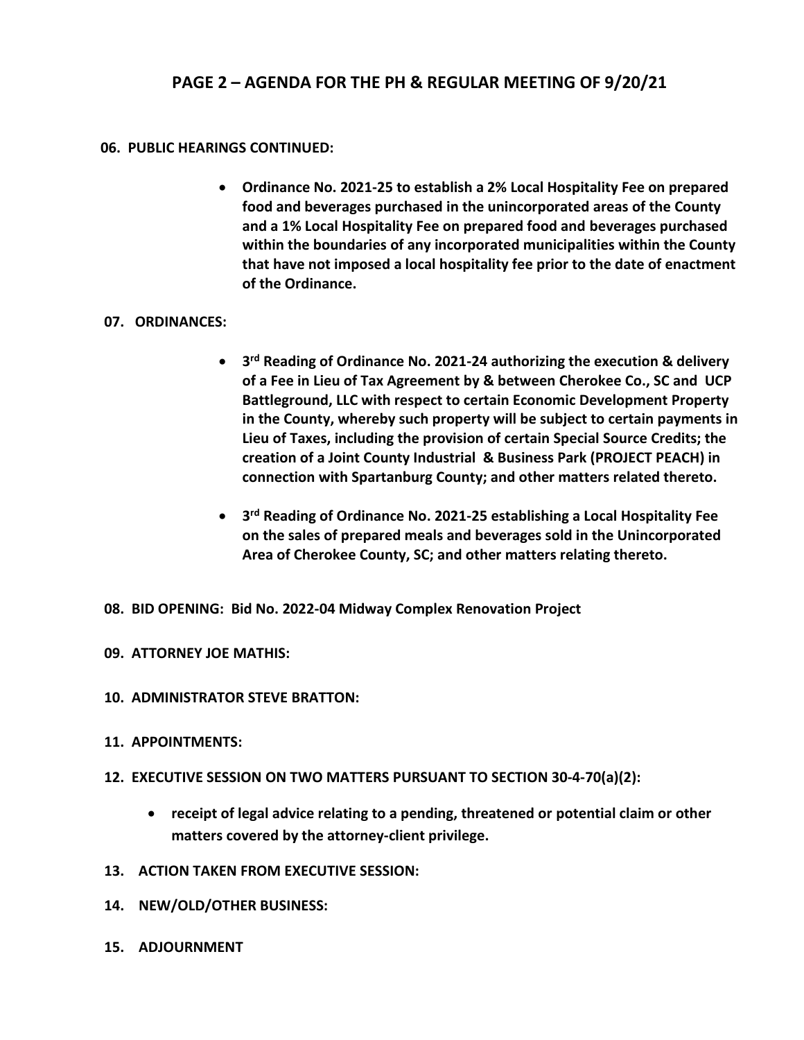## PAGE 2 – AGENDA FOR THE PH & REGULAR MEETING OF 9/20/21

**06. PUBLIC HEARINGS CONTINUED:**

- **Ordinance No. 2021-25 to establish a 2% Local Hospitality Fee on prepared food and beverages purchased in the unincorporated areas of the County and a 1% Local Hospitality Fee on prepared food and beverages purchased within the boundaries of any incorporated municipalities within the County that have not imposed a local hospitality fee prior to the date of enactment of the Ordinance.**

**07. ORDINANCES:**

- **3rd Reading of Ordinance No. 2021-24 authorizing the execution & delivery of a Fee in Lieu of Tax Agreement by & between Cherokee Co., SC and UCP Battleground, LLC with respect to certain Economic Development Property in the County, whereby such property will be subject to certain payments in Lieu of Taxes, including the provision of certain Special Source Credits; the creation of a Joint County Industrial & Business Park (PROJECT PEACH) in connection with Spartanburg County; and other matters related thereto.**

- **3rd Reading of Ordinance No. 2021-25 establishing a Local Hospitality Fee on the sales of prepared meals and beverages sold in the Unincorporated Area of Cherokee County, SC; and other matters relating thereto.**

**08. BID OPENING: Bid No. 2022-04 Midway Complex Renovation Project**

**09. ATTORNEY JOE MATHIS:**

**10. ADMINISTRATOR STEVE BRATTON:**

**11. APPOINTMENTS:**

**12. EXECUTIVE SESSION ON TWO MATTERS PURSUANT TO SECTION 30-4-70(a)(2):**

- **receipt of legal advice relating to a pending, threatened or potential claim or other matters covered by the attorney-client privilege.**

**13. ACTION TAKEN FROM EXECUTIVE SESSION:**

**14. NEW/OLD/OTHER BUSINESS:**

**15. ADJOURNMENT**